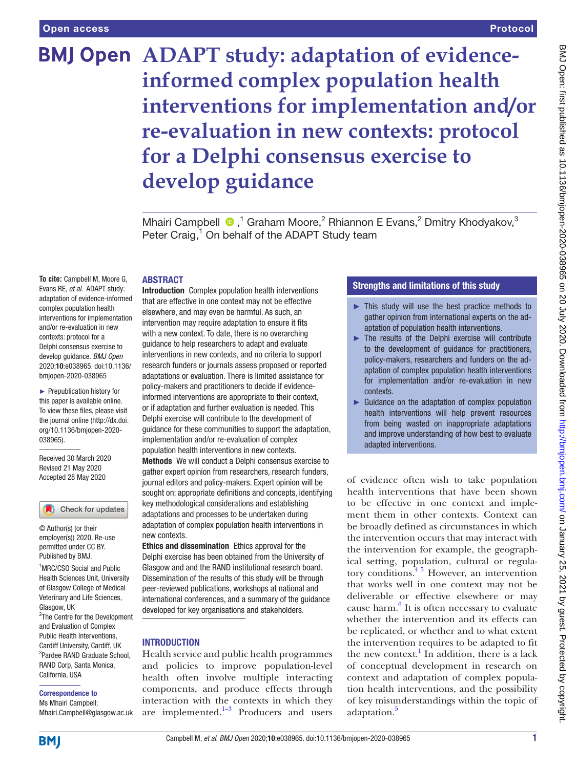Open access

Protocol

# ADAPT study: adaptation of evidence-informed complex population health interventions for implementation and/or re-evaluation in new contexts: protocol for a Delphi consensus exercise to develop guidance

Mhairi Campbell ,[1] Graham Moore,[2] Rhiannon E Evans,[2] Dmitry Khodyakov,[3] Peter Craig,[1] On behalf of the ADAPT Study team

**To cite:** Campbell M, Moore G, Evans RE, *et al*. ADAPT study: adaptation of evidence-informed complex population health interventions for implementation and/or re-evaluation in new contexts: protocol for a Delphi consensus exercise to develop guidance. *BMJ Open* 2020;**10**:e038965. doi:10.1136/bmjopen-2020-038965

► Prepublication history for this paper is available online. To view these files, please visit the journal online (http://dx.doi.org/10.1136/bmjopen-2020-038965).

Received 30 March 2020
Revised 21 May 2020
Accepted 28 May 2020

© Author(s) (or their employer(s)) 2020. Re-use permitted under CC BY. Published by BMJ.

[1]MRC/CSO Social and Public Health Sciences Unit, University of Glasgow College of Medical Veterinary and Life Sciences, Glasgow, UK
[2]The Centre for the Development and Evaluation of Complex Public Health Interventions, Cardiff University, Cardiff, UK
[3]Pardee RAND Graduate School, RAND Corp, Santa Monica, California, USA

**Correspondence to**
Ms Mhairi Campbell; Mhairi.Campbell@glasgow.ac.uk

## ABSTRACT

**Introduction** Complex population health interventions that are effective in one context may not be effective elsewhere, and may even be harmful. As such, an intervention may require adaptation to ensure it fits with a new context. To date, there is no overarching guidance to help researchers to adapt and evaluate interventions in new contexts, and no criteria to support research funders or journals assess proposed or reported adaptations or evaluation. There is limited assistance for policy-makers and practitioners to decide if evidence-informed interventions are appropriate to their context, or if adaptation and further evaluation is needed. This Delphi exercise will contribute to the development of guidance for these communities to support the adaptation, implementation and/or re-evaluation of complex population health interventions in new contexts.

**Methods** We will conduct a Delphi consensus exercise to gather expert opinion from researchers, research funders, journal editors and policy-makers. Expert opinion will be sought on: appropriate definitions and concepts, identifying key methodological considerations and establishing adaptations and processes to be undertaken during adaptation of complex population health interventions in new contexts.

**Ethics and dissemination** Ethics approval for the Delphi exercise has been obtained from the University of Glasgow and and the RAND institutional research board. Dissemination of the results of this study will be through peer-reviewed publications, workshops at national and international conferences, and a summary of the guidance developed for key organisations and stakeholders.

## Strengths and limitations of this study

- ► This study will use the best practice methods to gather opinion from international experts on the adaptation of population health interventions.
- ► The results of the Delphi exercise will contribute to the development of guidance for practitioners, policy-makers, researchers and funders on the adaptation of complex population health interventions for implementation and/or re-evaluation in new contexts.
- ► Guidance on the adaptation of complex population health interventions will help prevent resources from being wasted on inappropriate adaptations and improve understanding of how best to evaluate adapted interventions.

## INTRODUCTION

Health service and public health programmes and policies to improve population-level health often involve multiple interacting components, and produce effects through interaction with the contexts in which they are implemented.[1–3] Producers and users of evidence often wish to take population health interventions that have been shown to be effective in one context and implement them in other contexts. Context can be broadly defined as circumstances in which the intervention occurs that may interact with the intervention for example, the geographical setting, population, cultural or regulatory conditions.[4 5] However, an intervention that works well in one context may not be deliverable or effective elsewhere or may cause harm.[6] It is often necessary to evaluate whether the intervention and its effects can be replicated, or whether and to what extent the intervention requires to be adapted to fit the new context.[1] In addition, there is a lack of conceptual development in research on context and adaptation of complex population health interventions, and the possibility of key misunderstandings within the topic of adaptation.[5]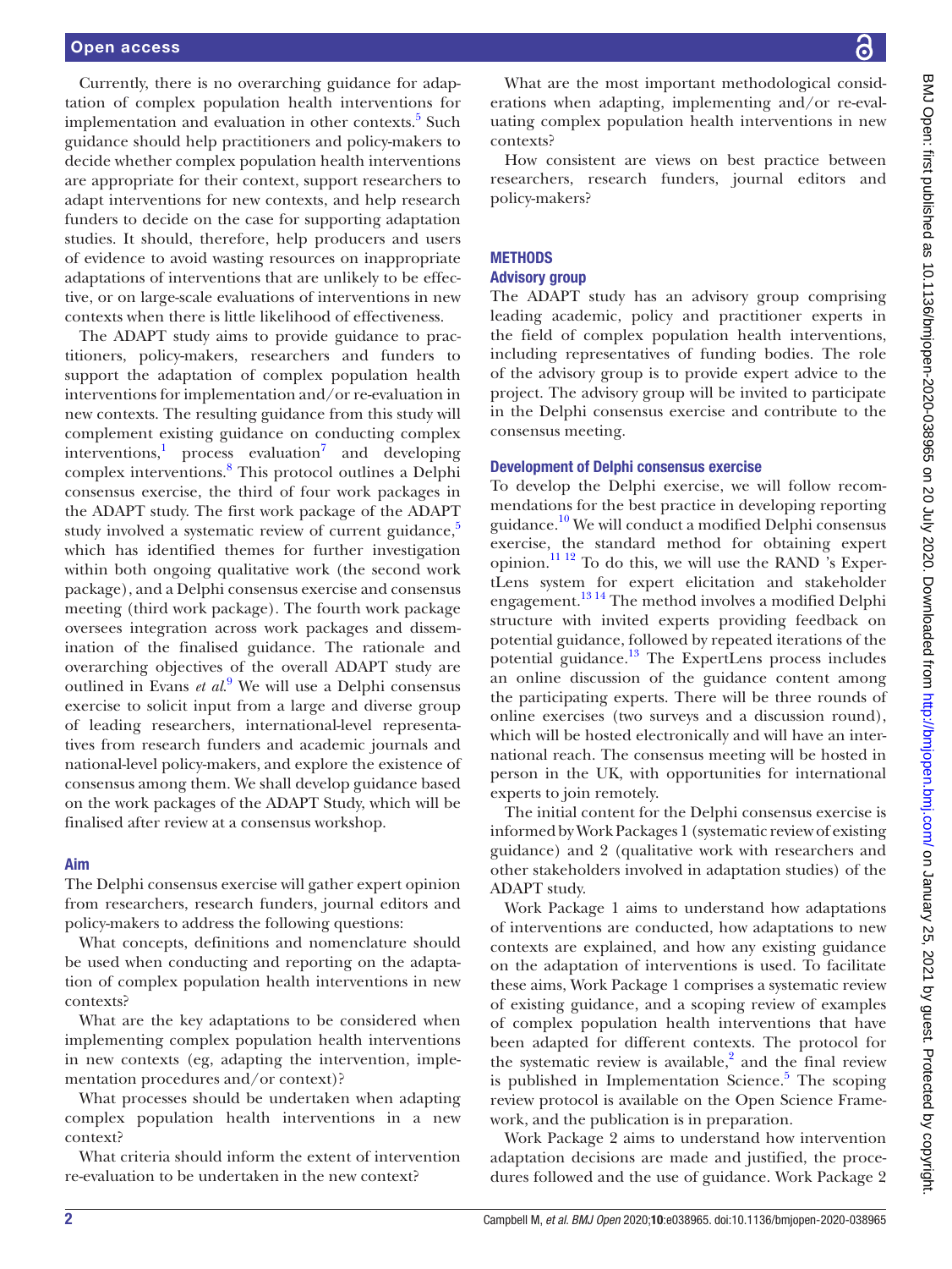Currently, there is no overarching guidance for adaptation of complex population health interventions for implementation and evaluation in other contexts.[5] Such guidance should help practitioners and policy-makers to decide whether complex population health interventions are appropriate for their context, support researchers to adapt interventions for new contexts, and help research funders to decide on the case for supporting adaptation studies. It should, therefore, help producers and users of evidence to avoid wasting resources on inappropriate adaptations of interventions that are unlikely to be effective, or on large-scale evaluations of interventions in new contexts when there is little likelihood of effectiveness.

The ADAPT study aims to provide guidance to practitioners, policy-makers, researchers and funders to support the adaptation of complex population health interventions for implementation and/or re-evaluation in new contexts. The resulting guidance from this study will complement existing guidance on conducting complex interventions,[1] process evaluation[7] and developing complex interventions.[8] This protocol outlines a Delphi consensus exercise, the third of four work packages in the ADAPT study. The first work package of the ADAPT study involved a systematic review of current guidance,[5] which has identified themes for further investigation within both ongoing qualitative work (the second work package), and a Delphi consensus exercise and consensus meeting (third work package). The fourth work package oversees integration across work packages and dissemination of the finalised guidance. The rationale and overarching objectives of the overall ADAPT study are outlined in Evans *et al*.[9] We will use a Delphi consensus exercise to solicit input from a large and diverse group of leading researchers, international-level representatives from research funders and academic journals and national-level policy-makers, and explore the existence of consensus among them. We shall develop guidance based on the work packages of the ADAPT Study, which will be finalised after review at a consensus workshop.

## Aim

The Delphi consensus exercise will gather expert opinion from researchers, research funders, journal editors and policy-makers to address the following questions:

What concepts, definitions and nomenclature should be used when conducting and reporting on the adaptation of complex population health interventions in new contexts?

What are the key adaptations to be considered when implementing complex population health interventions in new contexts (eg, adapting the intervention, implementation procedures and/or context)?

What processes should be undertaken when adapting complex population health interventions in a new context?

What criteria should inform the extent of intervention re-evaluation to be undertaken in the new context?

What are the most important methodological considerations when adapting, implementing and/or re-evaluating complex population health interventions in new contexts?

How consistent are views on best practice between researchers, research funders, journal editors and policy-makers?

# METHODS

## Advisory group

The ADAPT study has an advisory group comprising leading academic, policy and practitioner experts in the field of complex population health interventions, including representatives of funding bodies. The role of the advisory group is to provide expert advice to the project. The advisory group will be invited to participate in the Delphi consensus exercise and contribute to the consensus meeting.

## Development of Delphi consensus exercise

To develop the Delphi exercise, we will follow recommendations for the best practice in developing reporting guidance.[10] We will conduct a modified Delphi consensus exercise, the standard method for obtaining expert opinion.[11,12] To do this, we will use the RAND 's ExpertLens system for expert elicitation and stakeholder engagement.[13,14] The method involves a modified Delphi structure with invited experts providing feedback on potential guidance, followed by repeated iterations of the potential guidance.[13] The ExpertLens process includes an online discussion of the guidance content among the participating experts. There will be three rounds of online exercises (two surveys and a discussion round), which will be hosted electronically and will have an international reach. The consensus meeting will be hosted in person in the UK, with opportunities for international experts to join remotely.

The initial content for the Delphi consensus exercise is informed by Work Packages 1 (systematic review of existing guidance) and 2 (qualitative work with researchers and other stakeholders involved in adaptation studies) of the ADAPT study.

Work Package 1 aims to understand how adaptations of interventions are conducted, how adaptations to new contexts are explained, and how any existing guidance on the adaptation of interventions is used. To facilitate these aims, Work Package 1 comprises a systematic review of existing guidance, and a scoping review of examples of complex population health interventions that have been adapted for different contexts. The protocol for the systematic review is available,[2] and the final review is published in Implementation Science.[5] The scoping review protocol is available on the Open Science Framework, and the publication is in preparation.

Work Package 2 aims to understand how intervention adaptation decisions are made and justified, the procedures followed and the use of guidance. Work Package 2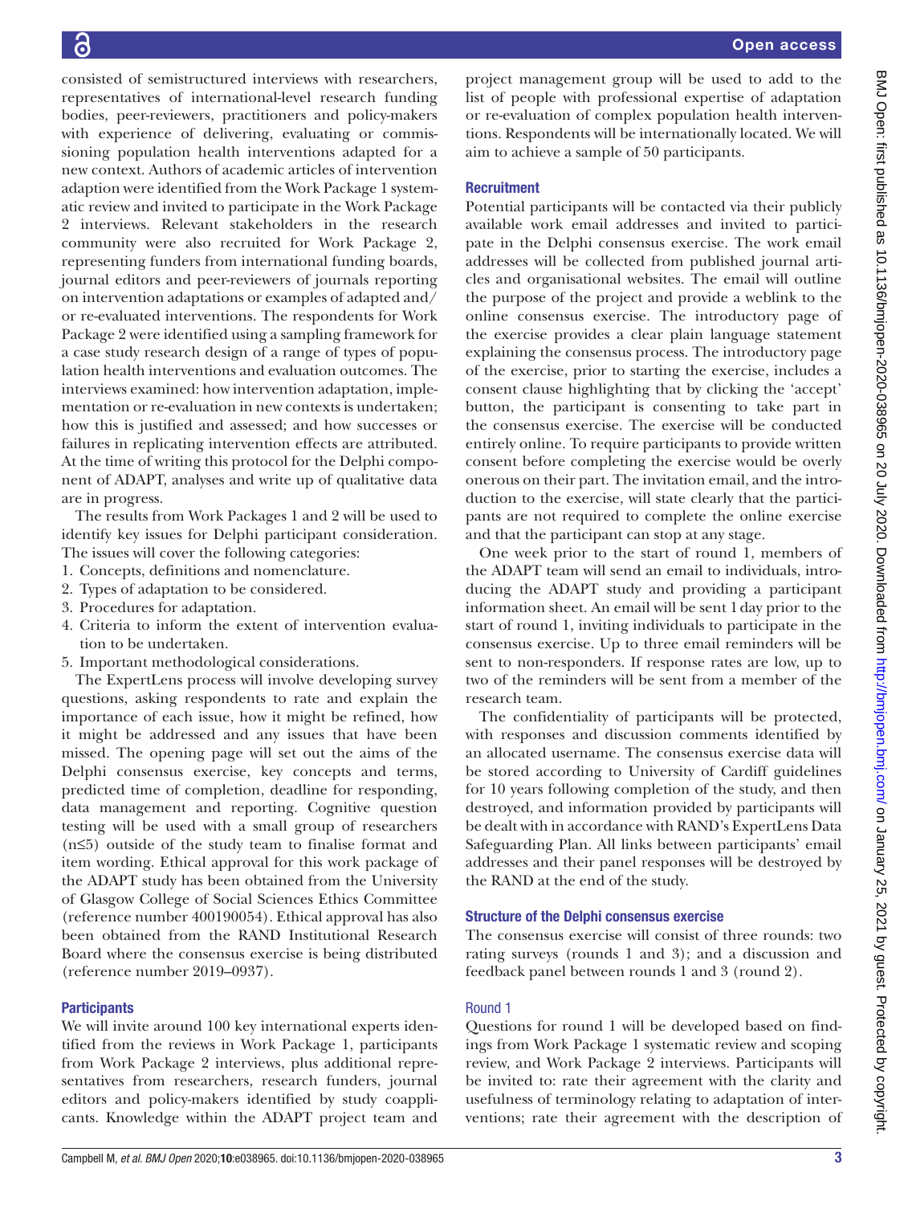consisted of semistructured interviews with researchers, representatives of international-level research funding bodies, peer-reviewers, practitioners and policy-makers with experience of delivering, evaluating or commissioning population health interventions adapted for a new context. Authors of academic articles of intervention adaption were identified from the Work Package 1 systematic review and invited to participate in the Work Package 2 interviews. Relevant stakeholders in the research community were also recruited for Work Package 2, representing funders from international funding boards, journal editors and peer-reviewers of journals reporting on intervention adaptations or examples of adapted and/or re-evaluated interventions. The respondents for Work Package 2 were identified using a sampling framework for a case study research design of a range of types of population health interventions and evaluation outcomes. The interviews examined: how intervention adaptation, implementation or re-evaluation in new contexts is undertaken; how this is justified and assessed; and how successes or failures in replicating intervention effects are attributed. At the time of writing this protocol for the Delphi component of ADAPT, analyses and write up of qualitative data are in progress.

The results from Work Packages 1 and 2 will be used to identify key issues for Delphi participant consideration. The issues will cover the following categories:

1. Concepts, definitions and nomenclature.
2. Types of adaptation to be considered.
3. Procedures for adaptation.
4. Criteria to inform the extent of intervention evaluation to be undertaken.
5. Important methodological considerations.

The ExpertLens process will involve developing survey questions, asking respondents to rate and explain the importance of each issue, how it might be refined, how it might be addressed and any issues that have been missed. The opening page will set out the aims of the Delphi consensus exercise, key concepts and terms, predicted time of completion, deadline for responding, data management and reporting. Cognitive question testing will be used with a small group of researchers (n≤5) outside of the study team to finalise format and item wording. Ethical approval for this work package of the ADAPT study has been obtained from the University of Glasgow College of Social Sciences Ethics Committee (reference number 400190054). Ethical approval has also been obtained from the RAND Institutional Research Board where the consensus exercise is being distributed (reference number 2019–0937).

### Participants

We will invite around 100 key international experts identified from the reviews in Work Package 1, participants from Work Package 2 interviews, plus additional representatives from researchers, research funders, journal editors and policy-makers identified by study coapplicants. Knowledge within the ADAPT project team and project management group will be used to add to the list of people with professional expertise of adaptation or re-evaluation of complex population health interventions. Respondents will be internationally located. We will aim to achieve a sample of 50 participants.

### Recruitment

Potential participants will be contacted via their publicly available work email addresses and invited to participate in the Delphi consensus exercise. The work email addresses will be collected from published journal articles and organisational websites. The email will outline the purpose of the project and provide a weblink to the online consensus exercise. The introductory page of the exercise provides a clear plain language statement explaining the consensus process. The introductory page of the exercise, prior to starting the exercise, includes a consent clause highlighting that by clicking the 'accept' button, the participant is consenting to take part in the consensus exercise. The exercise will be conducted entirely online. To require participants to provide written consent before completing the exercise would be overly onerous on their part. The invitation email, and the introduction to the exercise, will state clearly that the participants are not required to complete the online exercise and that the participant can stop at any stage.

One week prior to the start of round 1, members of the ADAPT team will send an email to individuals, introducing the ADAPT study and providing a participant information sheet. An email will be sent 1 day prior to the start of round 1, inviting individuals to participate in the consensus exercise. Up to three email reminders will be sent to non-responders. If response rates are low, up to two of the reminders will be sent from a member of the research team.

The confidentiality of participants will be protected, with responses and discussion comments identified by an allocated username. The consensus exercise data will be stored according to University of Cardiff guidelines for 10 years following completion of the study, and then destroyed, and information provided by participants will be dealt with in accordance with RAND's ExpertLens Data Safeguarding Plan. All links between participants' email addresses and their panel responses will be destroyed by the RAND at the end of the study.

### Structure of the Delphi consensus exercise

The consensus exercise will consist of three rounds: two rating surveys (rounds 1 and 3); and a discussion and feedback panel between rounds 1 and 3 (round 2).

#### Round 1

Questions for round 1 will be developed based on findings from Work Package 1 systematic review and scoping review, and Work Package 2 interviews. Participants will be invited to: rate their agreement with the clarity and usefulness of terminology relating to adaptation of interventions; rate their agreement with the description of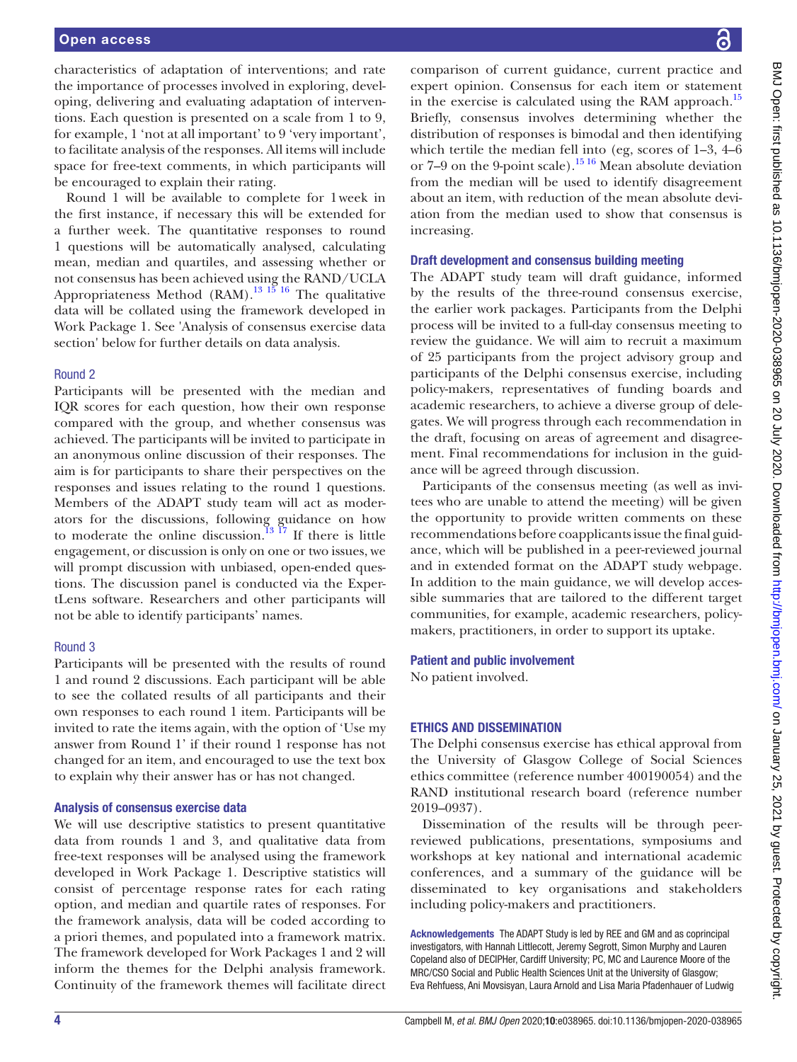characteristics of adaptation of interventions; and rate the importance of processes involved in exploring, developing, delivering and evaluating adaptation of interventions. Each question is presented on a scale from 1 to 9, for example, 1 'not at all important' to 9 'very important', to facilitate analysis of the responses. All items will include space for free-text comments, in which participants will be encouraged to explain their rating.

Round 1 will be available to complete for 1 week in the first instance, if necessary this will be extended for a further week. The quantitative responses to round 1 questions will be automatically analysed, calculating mean, median and quartiles, and assessing whether or not consensus has been achieved using the RAND/UCLA Appropriateness Method (RAM).[13 15 16] The qualitative data will be collated using the framework developed in Work Package 1. See 'Analysis of consensus exercise data section' below for further details on data analysis.

### Round 2

Participants will be presented with the median and IQR scores for each question, how their own response compared with the group, and whether consensus was achieved. The participants will be invited to participate in an anonymous online discussion of their responses. The aim is for participants to share their perspectives on the responses and issues relating to the round 1 questions. Members of the ADAPT study team will act as moderators for the discussions, following guidance on how to moderate the online discussion.[13 17] If there is little engagement, or discussion is only on one or two issues, we will prompt discussion with unbiased, open-ended questions. The discussion panel is conducted via the ExpertLens software. Researchers and other participants will not be able to identify participants' names.

### Round 3

Participants will be presented with the results of round 1 and round 2 discussions. Each participant will be able to see the collated results of all participants and their own responses to each round 1 item. Participants will be invited to rate the items again, with the option of 'Use my answer from Round 1' if their round 1 response has not changed for an item, and encouraged to use the text box to explain why their answer has or has not changed.

### Analysis of consensus exercise data

We will use descriptive statistics to present quantitative data from rounds 1 and 3, and qualitative data from free-text responses will be analysed using the framework developed in Work Package 1. Descriptive statistics will consist of percentage response rates for each rating option, and median and quartile rates of responses. For the framework analysis, data will be coded according to a priori themes, and populated into a framework matrix. The framework developed for Work Packages 1 and 2 will inform the themes for the Delphi analysis framework. Continuity of the framework themes will facilitate direct comparison of current guidance, current practice and expert opinion. Consensus for each item or statement in the exercise is calculated using the RAM approach.[15] Briefly, consensus involves determining whether the distribution of responses is bimodal and then identifying which tertile the median fell into (eg, scores of 1–3, 4–6 or 7–9 on the 9-point scale).[15 16] Mean absolute deviation from the median will be used to identify disagreement about an item, with reduction of the mean absolute deviation from the median used to show that consensus is increasing.

### Draft development and consensus building meeting

The ADAPT study team will draft guidance, informed by the results of the three-round consensus exercise, the earlier work packages. Participants from the Delphi process will be invited to a full-day consensus meeting to review the guidance. We will aim to recruit a maximum of 25 participants from the project advisory group and participants of the Delphi consensus exercise, including policy-makers, representatives of funding boards and academic researchers, to achieve a diverse group of delegates. We will progress through each recommendation in the draft, focusing on areas of agreement and disagreement. Final recommendations for inclusion in the guidance will be agreed through discussion.

Participants of the consensus meeting (as well as invitees who are unable to attend the meeting) will be given the opportunity to provide written comments on these recommendations before coapplicants issue the final guidance, which will be published in a peer-reviewed journal and in extended format on the ADAPT study webpage. In addition to the main guidance, we will develop accessible summaries that are tailored to the different target communities, for example, academic researchers, policy-makers, practitioners, in order to support its uptake.

### Patient and public involvement

No patient involved.

## ETHICS AND DISSEMINATION

The Delphi consensus exercise has ethical approval from the University of Glasgow College of Social Sciences ethics committee (reference number 400190054) and the RAND institutional research board (reference number 2019–0937).

Dissemination of the results will be through peer-reviewed publications, presentations, symposiums and workshops at key national and international academic conferences, and a summary of the guidance will be disseminated to key organisations and stakeholders including policy-makers and practitioners.

**Acknowledgements** The ADAPT Study is led by REE and GM and as coprincipal investigators, with Hannah Littlecott, Jeremy Segrott, Simon Murphy and Lauren Copeland also of DECIPHer, Cardiff University; PC, MC and Laurence Moore of the MRC/CSO Social and Public Health Sciences Unit at the University of Glasgow; Eva Rehfuess, Ani Movsisyan, Laura Arnold and Lisa Maria Pfadenhauer of Ludwig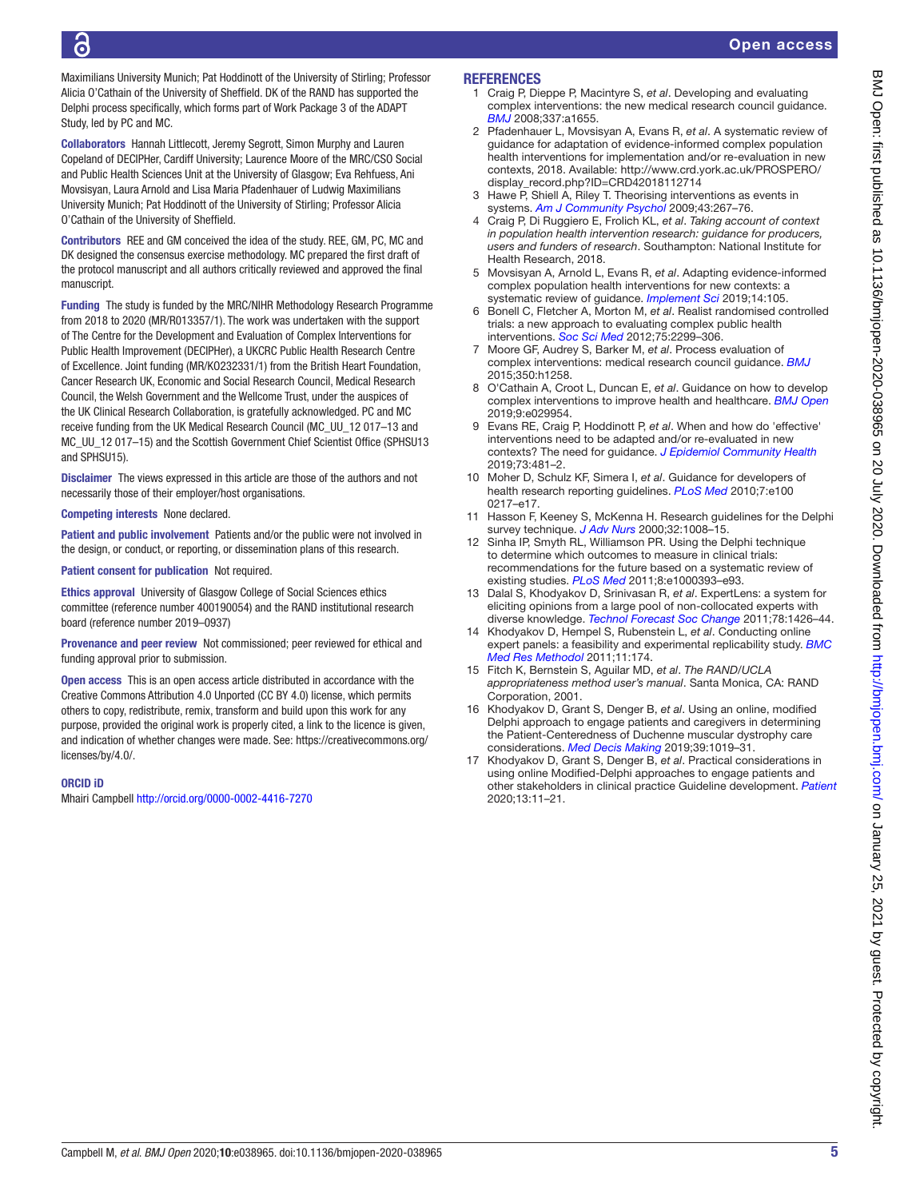Maximilians University Munich; Pat Hoddinott of the University of Stirling; Professor Alicia O'Cathain of the University of Sheffield. DK of the RAND has supported the Delphi process specifically, which forms part of Work Package 3 of the ADAPT Study, led by PC and MC.

**Collaborators** Hannah Littlecott, Jeremy Segrott, Simon Murphy and Lauren Copeland of DECIPHer, Cardiff University; Laurence Moore of the MRC/CSO Social and Public Health Sciences Unit at the University of Glasgow; Eva Rehfuess, Ani Movsisyan, Laura Arnold and Lisa Maria Pfadenhauer of Ludwig Maximilians University Munich; Pat Hoddinott of the University of Stirling; Professor Alicia O'Cathain of the University of Sheffield.

**Contributors** REE and GM conceived the idea of the study. REE, GM, PC, MC and DK designed the consensus exercise methodology. MC prepared the first draft of the protocol manuscript and all authors critically reviewed and approved the final manuscript.

**Funding** The study is funded by the MRC/NIHR Methodology Research Programme from 2018 to 2020 (MR/R013357/1). The work was undertaken with the support of The Centre for the Development and Evaluation of Complex Interventions for Public Health Improvement (DECIPHer), a UKCRC Public Health Research Centre of Excellence. Joint funding (MR/KO232331/1) from the British Heart Foundation, Cancer Research UK, Economic and Social Research Council, Medical Research Council, the Welsh Government and the Wellcome Trust, under the auspices of the UK Clinical Research Collaboration, is gratefully acknowledged. PC and MC receive funding from the UK Medical Research Council (MC_UU_12 017–13 and MC_UU_12 017–15) and the Scottish Government Chief Scientist Office (SPHSU13 and SPHSU15).

**Disclaimer** The views expressed in this article are those of the authors and not necessarily those of their employer/host organisations.

**Competing interests** None declared.

**Patient and public involvement** Patients and/or the public were not involved in the design, or conduct, or reporting, or dissemination plans of this research.

**Patient consent for publication** Not required.

**Ethics approval** University of Glasgow College of Social Sciences ethics committee (reference number 400190054) and the RAND institutional research board (reference number 2019–0937)

**Provenance and peer review** Not commissioned; peer reviewed for ethical and funding approval prior to submission.

**Open access** This is an open access article distributed in accordance with the Creative Commons Attribution 4.0 Unported (CC BY 4.0) license, which permits others to copy, redistribute, remix, transform and build upon this work for any purpose, provided the original work is properly cited, a link to the licence is given, and indication of whether changes were made. See: https://creativecommons.org/licenses/by/4.0/.

### ORCID iD

Mhairi Campbell http://orcid.org/0000-0002-4416-7270

## REFERENCES

1. Craig P, Dieppe P, Macintyre S, *et al*. Developing and evaluating complex interventions: the new medical research council guidance. *BMJ* 2008;337:a1655.
2. Pfadenhauer L, Movsisyan A, Evans R, *et al*. A systematic review of guidance for adaptation of evidence-informed complex population health interventions for implementation and/or re-evaluation in new contexts, 2018. Available: http://www.crd.york.ac.uk/PROSPERO/display_record.php?ID=CRD42018112714
3. Hawe P, Shiell A, Riley T. Theorising interventions as events in systems. *Am J Community Psychol* 2009;43:267–76.
4. Craig P, Di Ruggiero E, Frolich KL, *et al*. *Taking account of context in population health intervention research: guidance for producers, users and funders of research*. Southampton: National Institute for Health Research, 2018.
5. Movsisyan A, Arnold L, Evans R, *et al*. Adapting evidence-informed complex population health interventions for new contexts: a systematic review of guidance. *Implement Sci* 2019;14:105.
6. Bonell C, Fletcher A, Morton M, *et al*. Realist randomised controlled trials: a new approach to evaluating complex public health interventions. *Soc Sci Med* 2012;75:2299–306.
7. Moore GF, Audrey S, Barker M, *et al*. Process evaluation of complex interventions: medical research council guidance. *BMJ* 2015;350:h1258.
8. O'Cathain A, Croot L, Duncan E, *et al*. Guidance on how to develop complex interventions to improve health and healthcare. *BMJ Open* 2019;9:e029954.
9. Evans RE, Craig P, Hoddinott P, *et al*. When and how do 'effective' interventions need to be adapted and/or re-evaluated in new contexts? The need for guidance. *J Epidemiol Community Health* 2019;73:481–2.
10. Moher D, Schulz KF, Simera I, *et al*. Guidance for developers of health research reporting guidelines. *PLoS Med* 2010;7:e100 0217–e17.
11. Hasson F, Keeney S, McKenna H. Research guidelines for the Delphi survey technique. *J Adv Nurs* 2000;32:1008–15.
12. Sinha IP, Smyth RL, Williamson PR. Using the Delphi technique to determine which outcomes to measure in clinical trials: recommendations for the future based on a systematic review of existing studies. *PLoS Med* 2011;8:e1000393–e93.
13. Dalal S, Khodyakov D, Srinivasan R, *et al*. ExpertLens: a system for eliciting opinions from a large pool of non-collocated experts with diverse knowledge. *Technol Forecast Soc Change* 2011;78:1426–44.
14. Khodyakov D, Hempel S, Rubenstein L, *et al*. Conducting online expert panels: a feasibility and experimental replicability study. *BMC Med Res Methodol* 2011;11:174.
15. Fitch K, Bernstein S, Aguilar MD, *et al*. *The RAND/UCLA appropriateness method user's manual*. Santa Monica, CA: RAND Corporation, 2001.
16. Khodyakov D, Grant S, Denger B, *et al*. Using an online, modified Delphi approach to engage patients and caregivers in determining the Patient-Centeredness of Duchenne muscular dystrophy care considerations. *Med Decis Making* 2019;39:1019–31.
17. Khodyakov D, Grant S, Denger B, *et al*. Practical considerations in using online Modified-Delphi approaches to engage patients and other stakeholders in clinical practice Guideline development. *Patient* 2020;13:11–21.